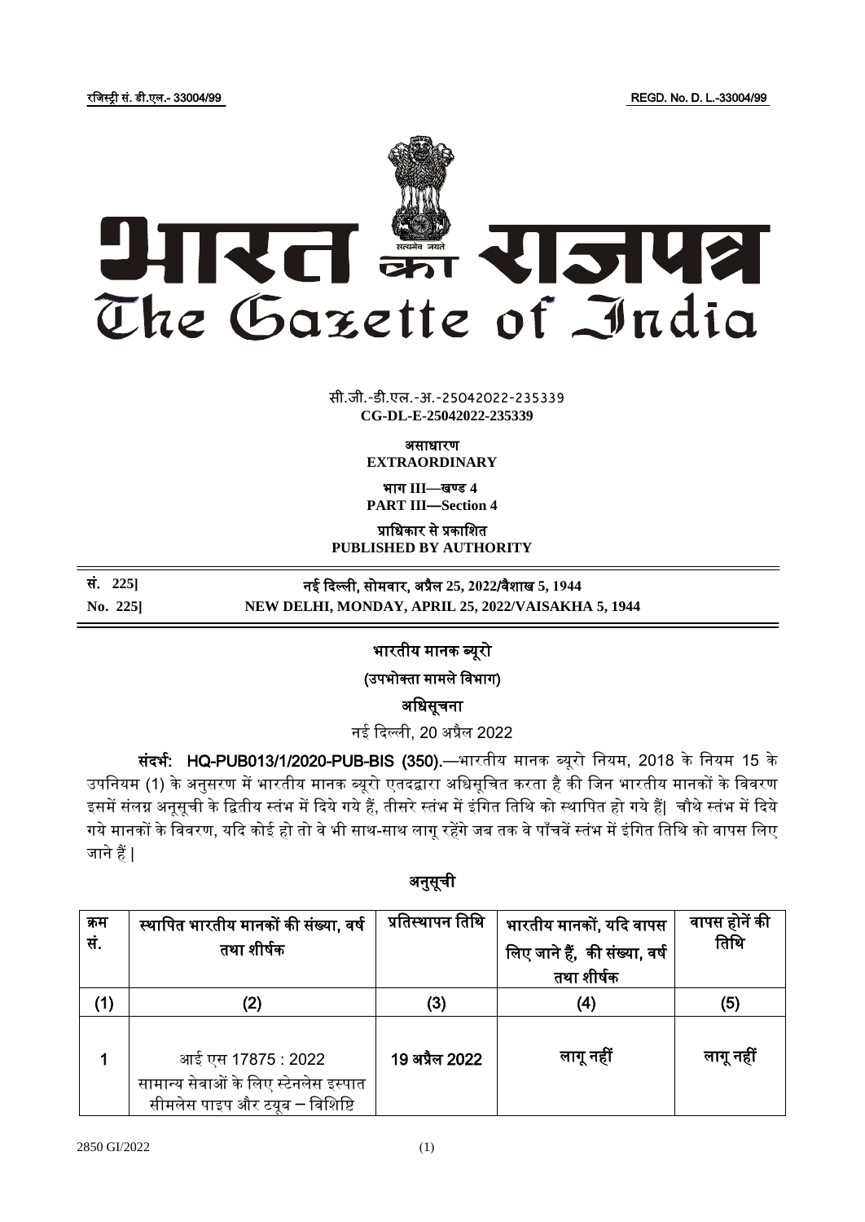रजिस्ट्री सं. डी.एल.- 33004/99 REGD. No. D. L.-33004/99

# भारत का राजपत्र
# The Gazette of India

सी.जी.-डी.एल.-अ.-25042022-235339
**CG-DL-E-25042022-235339**

**असाधारण**
**EXTRAORDINARY**

**भाग III—खण्ड 4**
**PART III—Section 4**

**प्राधिकार से प्रकाशित**
**PUBLISHED BY AUTHORITY**

**सं. 225] नई दिल्ली, सोमवार, अप्रैल 25, 2022/वैशाख 5, 1944**
**No. 225] NEW DELHI, MONDAY, APRIL 25, 2022/VAISAKHA 5, 1944**

## भारतीय मानक ब्यूरो

**(उपभोक्ता मामले विभाग)**

**अधिसूचना**

नई दिल्ली, 20 अप्रैल 2022

**संदर्भ: HQ-PUB013/1/2020-PUB-BIS (350).**—भारतीय मानक ब्यूरो नियम, 2018 के नियम 15 के उपनियम (1) के अनुसरण में भारतीय मानक ब्यूरो एतदद्वारा अधिसूचित करता है की जिन भारतीय मानकों के विवरण इसमें संलग्न अनूसूची के द्वितीय स्तंभ में दिये गये हैं, तीसरे स्तंभ में इंगित तिथि को स्थापित हो गये हैं| चौथे स्तंभ में दिये गये मानकों के विवरण, यदि कोई हो तो वे भी साथ-साथ लागू रहेंगे जब तक वे पाँचवें स्तंभ में इंगित तिथि को वापस लिए जाने हैं |

**अनुसूची**

| क्रम सं. | स्थापित भारतीय मानकों की संख्या, वर्ष तथा शीर्षक | प्रतिस्थापन तिथि | भारतीय मानकों, यदि वापस लिए जाने हैं, की संख्या, वर्ष तथा शीर्षक | वापस होनें की तिथि |
|---|---|---|---|---|
| (1) | (2) | (3) | (4) | (5) |
| 1 | आई एस 17875 : 2022<br>सामान्य सेवाओं के लिए स्टेनलेस इस्पात सीमलेस पाइप और ट्यूब – विशिष्टि | 19 अप्रैल 2022 | लागू नहीं | लागू नहीं |

2850 GI/2022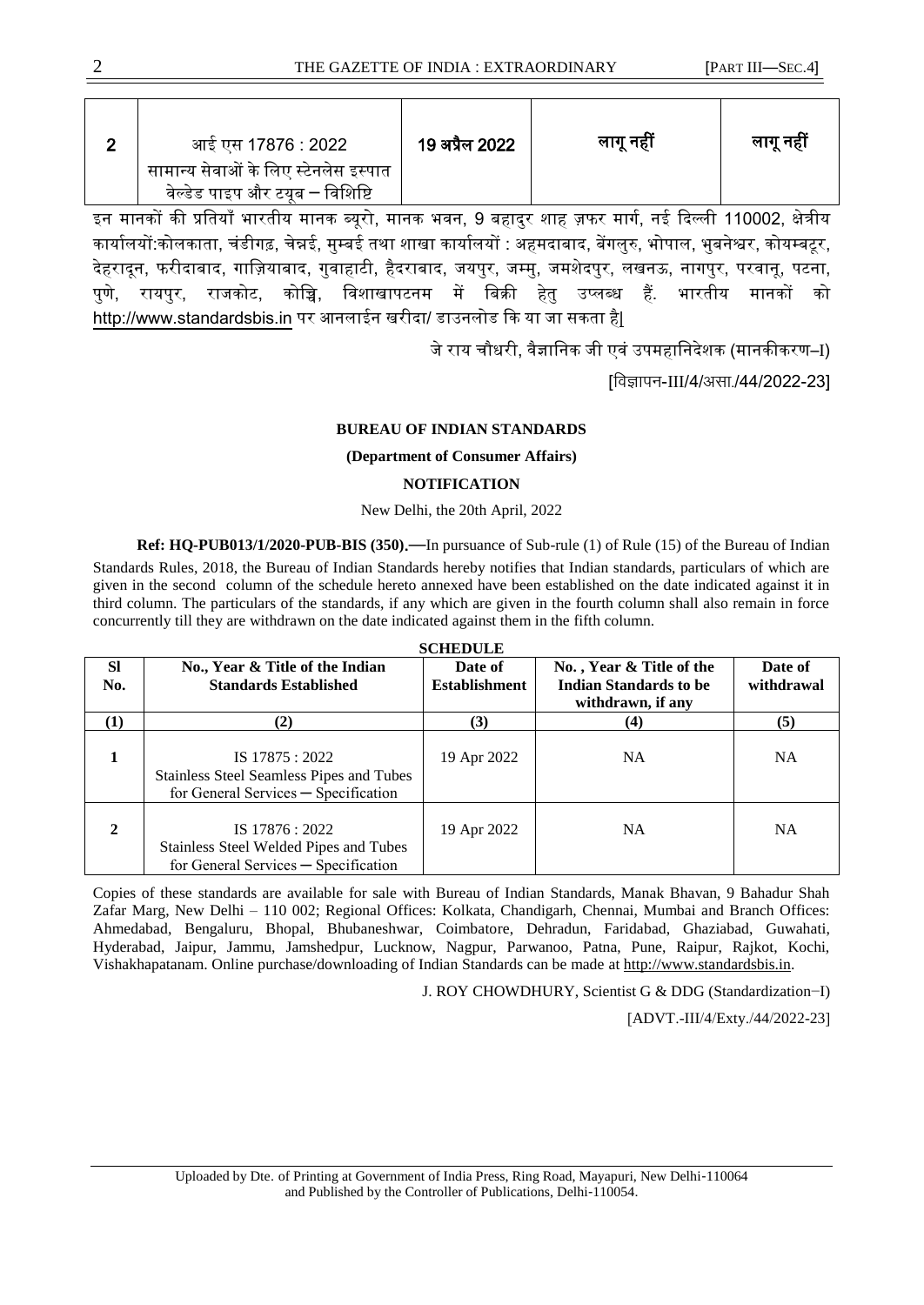| 2 | आई एस 17876 : 2022 सामान्य सेवाओं के लिए स्टेनलेस इस्पात वेल्डेड पाइप और ट्यूब – विशिष्टि | 19 अप्रैल 2022 | लागू नहीं | लागू नहीं |
|---|---|---|---|---|

इन मानकों की प्रतियाँ भारतीय मानक ब्यूरो, मानक भवन, 9 बहादुर शाह ज़फर मार्ग, नई दिल्ली 110002, क्षेत्रीय कार्यालयों:कोलकाता, चंडीगढ़, चेन्नई, मुम्बई तथा शाखा कार्यालयों : अहमदाबाद, बेंगलुरु, भोपाल, भुबनेश्वर, कोयम्बटूर, देहरादून, फरीदाबाद, गाज़ियाबाद, गुवाहाटी, हैदराबाद, जयपुर, जम्मु, जमशेदपुर, लखनऊ, नागपुर, परवानू, पटना, पुणे, रायपुर, राजकोट, कोच्चि, विशाखापटनम में बिक्री हेतु उप्लब्ध हैं. भारतीय मानकों को http://www.standardsbis.in पर आनलाईन खरीदा/ डाउनलोड कि या जा सकता है|

जे राय चौधरी, वैज्ञानिक जी एवं उपमहानिदेशक (मानकीकरण–I)

[विज्ञापन-III/4/असा./44/2022-23]

**BUREAU OF INDIAN STANDARDS**

**(Department of Consumer Affairs)**

**NOTIFICATION**

New Delhi, the 20th April, 2022

**Ref: HQ-PUB013/1/2020-PUB-BIS (350).—**In pursuance of Sub-rule (1) of Rule (15) of the Bureau of Indian Standards Rules, 2018, the Bureau of Indian Standards hereby notifies that Indian standards, particulars of which are given in the second column of the schedule hereto annexed have been established on the date indicated against it in third column. The particulars of the standards, if any which are given in the fourth column shall also remain in force concurrently till they are withdrawn on the date indicated against them in the fifth column.

**SCHEDULE**

| Sl No. | No., Year & Title of the Indian Standards Established | Date of Establishment | No. , Year & Title of the Indian Standards to be withdrawn, if any | Date of withdrawal |
|---|---|---|---|---|
| (1) | (2) | (3) | (4) | (5) |
| 1 | IS 17875 : 2022 Stainless Steel Seamless Pipes and Tubes for General Services – Specification | 19 Apr 2022 | NA | NA |
| 2 | IS 17876 : 2022 Stainless Steel Welded Pipes and Tubes for General Services – Specification | 19 Apr 2022 | NA | NA |

Copies of these standards are available for sale with Bureau of Indian Standards, Manak Bhavan, 9 Bahadur Shah Zafar Marg, New Delhi – 110 002; Regional Offices: Kolkata, Chandigarh, Chennai, Mumbai and Branch Offices: Ahmedabad, Bengaluru, Bhopal, Bhubaneshwar, Coimbatore, Dehradun, Faridabad, Ghaziabad, Guwahati, Hyderabad, Jaipur, Jammu, Jamshedpur, Lucknow, Nagpur, Parwanoo, Patna, Pune, Raipur, Rajkot, Kochi, Vishakhapatanam. Online purchase/downloading of Indian Standards can be made at http://www.standardsbis.in.

J. ROY CHOWDHURY, Scientist G & DDG (Standardization−I)

[ADVT.-III/4/Exty./44/2022-23]

Uploaded by Dte. of Printing at Government of India Press, Ring Road, Mayapuri, New Delhi-110064 and Published by the Controller of Publications, Delhi-110054.